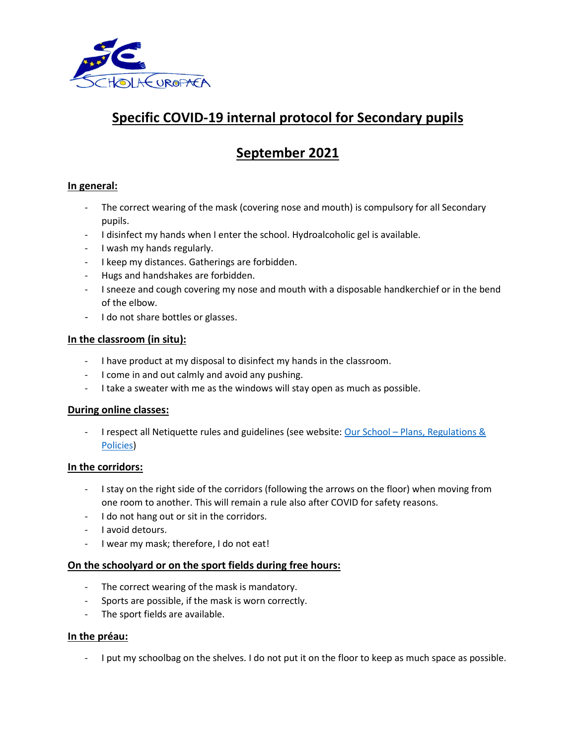# Specific COVID-19 internal protocol for Secondary pupils

## September 2021

**In general:**

- The correct wearing of the mask (covering nose and mouth) is compulsory for all Secondary pupils.
- I disinfect my hands when I enter the school. Hydroalcoholic gel is available.
- I wash my hands regularly.
- I keep my distances. Gatherings are forbidden.
- Hugs and handshakes are forbidden.
- I sneeze and cough covering my nose and mouth with a disposable handkerchief or in the bend of the elbow.
- I do not share bottles or glasses.

**In the classroom (in situ):**

- I have product at my disposal to disinfect my hands in the classroom.
- I come in and out calmly and avoid any pushing.
- I take a sweater with me as the windows will stay open as much as possible.

**During online classes:**

- I respect all Netiquette rules and guidelines (see website: Our School – Plans, Regulations & Policies)

**In the corridors:**

- I stay on the right side of the corridors (following the arrows on the floor) when moving from one room to another. This will remain a rule also after COVID for safety reasons.
- I do not hang out or sit in the corridors.
- I avoid detours.
- I wear my mask; therefore, I do not eat!

**On the schoolyard or on the sport fields during free hours:**

- The correct wearing of the mask is mandatory.
- Sports are possible, if the mask is worn correctly.
- The sport fields are available.

**In the préau:**

- I put my schoolbag on the shelves. I do not put it on the floor to keep as much space as possible.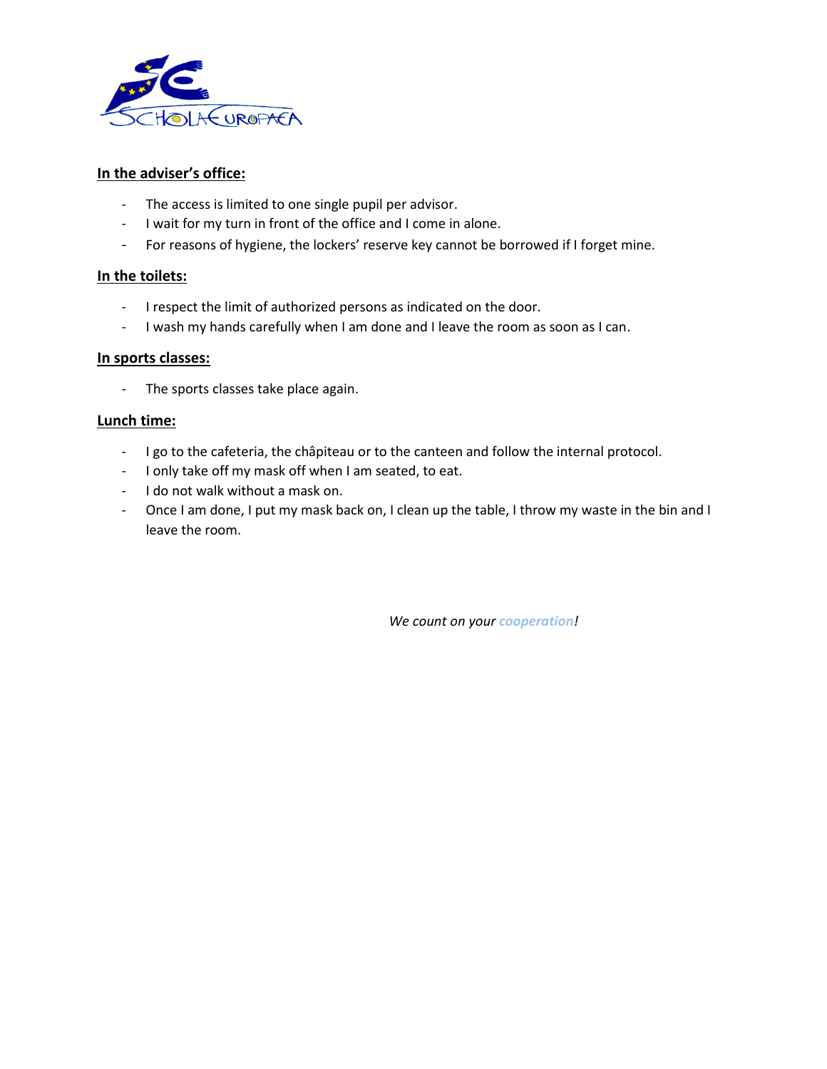**In the adviser's office:**

- The access is limited to one single pupil per advisor.
- I wait for my turn in front of the office and I come in alone.
- For reasons of hygiene, the lockers' reserve key cannot be borrowed if I forget mine.

**In the toilets:**

- I respect the limit of authorized persons as indicated on the door.
- I wash my hands carefully when I am done and I leave the room as soon as I can.

**In sports classes:**

- The sports classes take place again.

**Lunch time:**

- I go to the cafeteria, the châpiteau or to the canteen and follow the internal protocol.
- I only take off my mask off when I am seated, to eat.
- I do not walk without a mask on.
- Once I am done, I put my mask back on, I clean up the table, I throw my waste in the bin and I leave the room.

*We count on your cooperation!*